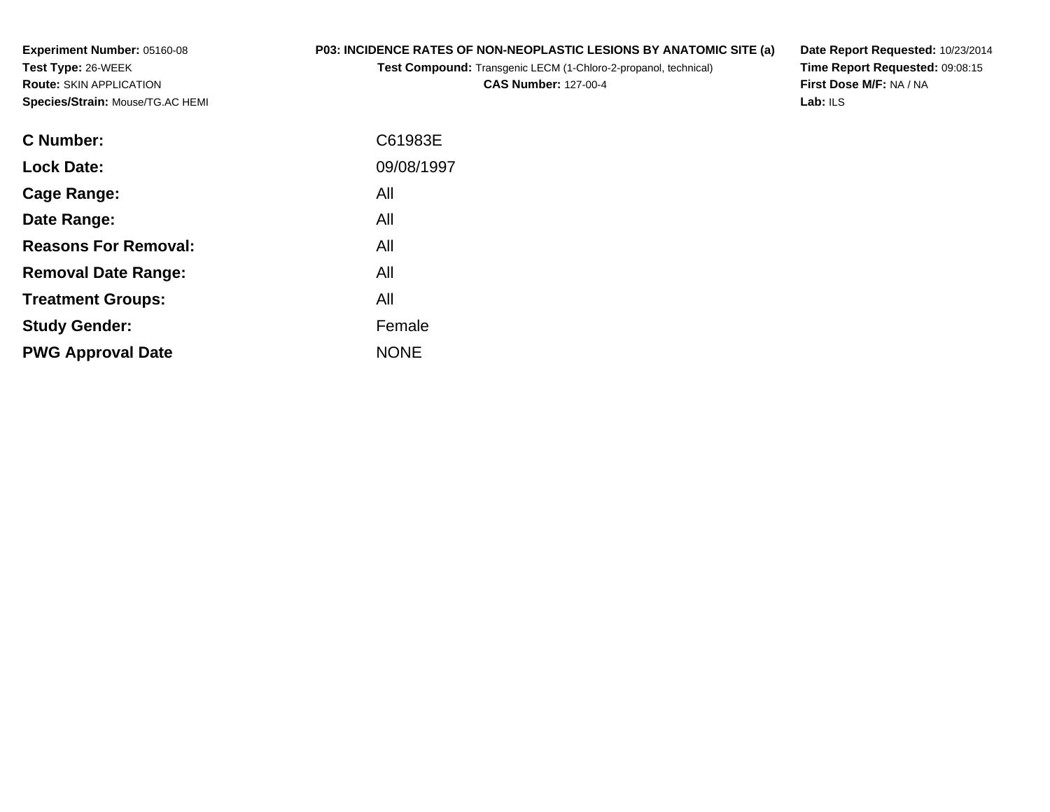**Experiment Number:** 05160-08
**Test Type:** 26-WEEK
**Route:** SKIN APPLICATION
**Species/Strain:** Mouse/TG.AC HEMI

**P03: INCIDENCE RATES OF NON-NEOPLASTIC LESIONS BY ANATOMIC SITE (a)**
**Test Compound:** Transgenic LECM (1-Chloro-2-propanol, technical)
**CAS Number:** 127-00-4

**Date Report Requested:** 10/23/2014
**Time Report Requested:** 09:08:15
**First Dose M/F:** NA / NA
**Lab:** ILS

| | |
|---|---|
| **C Number:** | C61983E |
| **Lock Date:** | 09/08/1997 |
| **Cage Range:** | All |
| **Date Range:** | All |
| **Reasons For Removal:** | All |
| **Removal Date Range:** | All |
| **Treatment Groups:** | All |
| **Study Gender:** | Female |
| **PWG Approval Date** | NONE |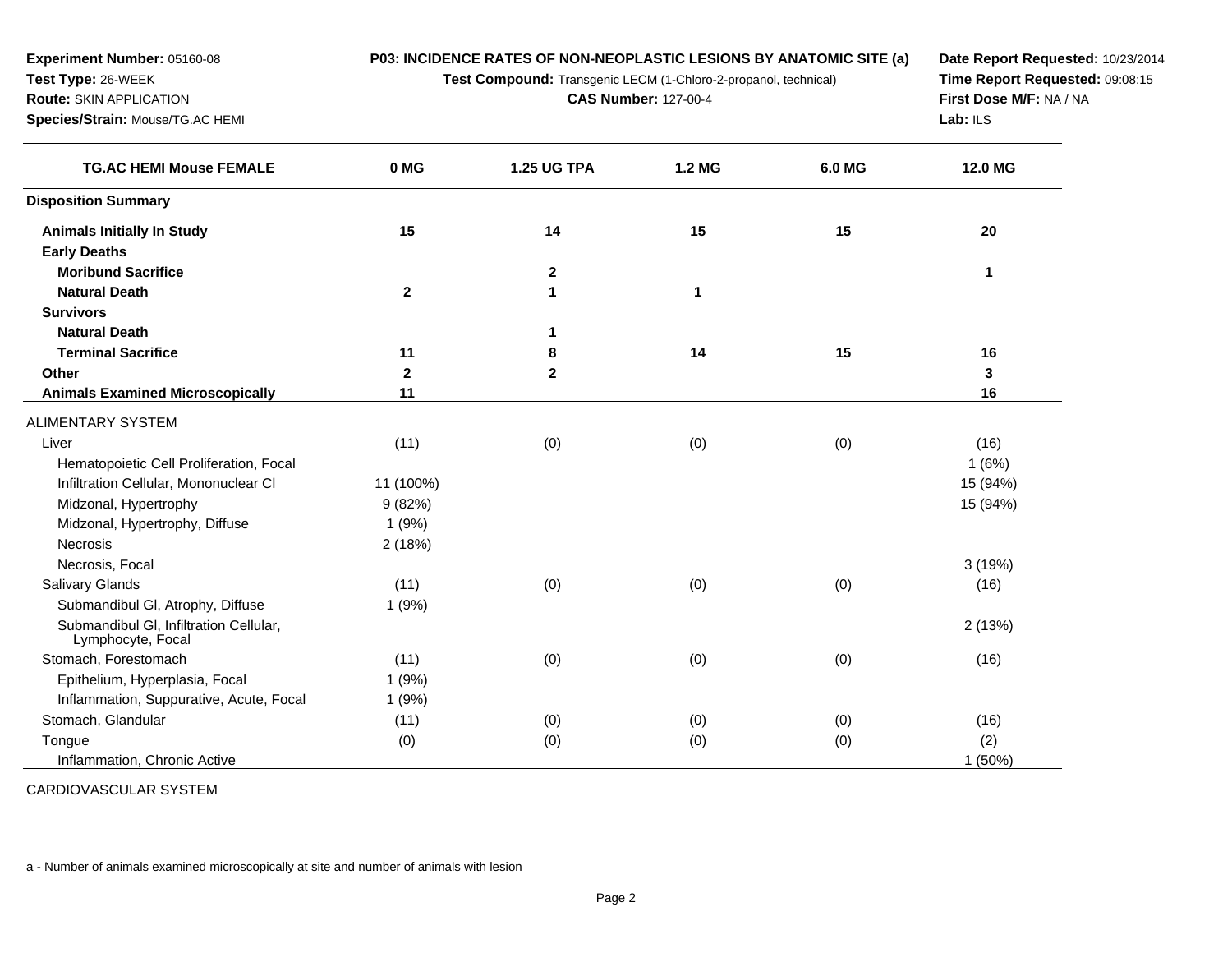**Experiment Number:** 05160-08
**Test Type:** 26-WEEK
**Route:** SKIN APPLICATION
**Species/Strain:** Mouse/TG.AC HEMI

**P03: INCIDENCE RATES OF NON-NEOPLASTIC LESIONS BY ANATOMIC SITE (a)**
**Test Compound:** Transgenic LECM (1-Chloro-2-propanol, technical)
**CAS Number:** 127-00-4

**Date Report Requested:** 10/23/2014
**Time Report Requested:** 09:08:15
**First Dose M/F:** NA / NA
**Lab:** ILS

| TG.AC HEMI Mouse FEMALE | 0 MG | 1.25 UG TPA | 1.2 MG | 6.0 MG | 12.0 MG |
|---|---|---|---|---|---|
| **Disposition Summary** | | | | | |
| **Animals Initially In Study** | **15** | **14** | **15** | **15** | **20** |
| **Early Deaths** | | | | | |
| **Moribund Sacrifice** | | **2** | | | **1** |
| **Natural Death** | **2** | **1** | **1** | | |
| **Survivors** | | | | | |
| **Natural Death** | | **1** | | | |
| **Terminal Sacrifice** | **11** | **8** | **14** | **15** | **16** |
| **Other** | **2** | **2** | | | **3** |
| **Animals Examined Microscopically** | **11** | | | | **16** |
| ALIMENTARY SYSTEM | | | | | |
| Liver | (11) | (0) | (0) | (0) | (16) |
| Hematopoietic Cell Proliferation, Focal | | | | | 1 (6%) |
| Infiltration Cellular, Mononuclear Cl | 11 (100%) | | | | 15 (94%) |
| Midzonal, Hypertrophy | 9 (82%) | | | | 15 (94%) |
| Midzonal, Hypertrophy, Diffuse | 1 (9%) | | | | |
| Necrosis | 2 (18%) | | | | |
| Necrosis, Focal | | | | | 3 (19%) |
| Salivary Glands | (11) | (0) | (0) | (0) | (16) |
| Submandibul Gl, Atrophy, Diffuse | 1 (9%) | | | | |
| Submandibul Gl, Infiltration Cellular, Lymphocyte, Focal | | | | | 2 (13%) |
| Stomach, Forestomach | (11) | (0) | (0) | (0) | (16) |
| Epithelium, Hyperplasia, Focal | 1 (9%) | | | | |
| Inflammation, Suppurative, Acute, Focal | 1 (9%) | | | | |
| Stomach, Glandular | (11) | (0) | (0) | (0) | (16) |
| Tongue | (0) | (0) | (0) | (0) | (2) |
| Inflammation, Chronic Active | | | | | 1 (50%) |

CARDIOVASCULAR SYSTEM

a - Number of animals examined microscopically at site and number of animals with lesion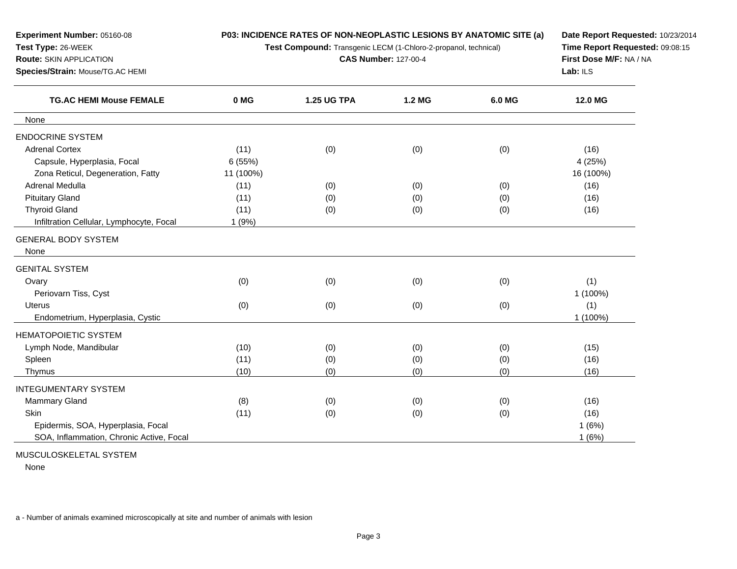**Experiment Number:** 05160-08
**Test Type:** 26-WEEK
**Route:** SKIN APPLICATION
**Species/Strain:** Mouse/TG.AC HEMI

**P03: INCIDENCE RATES OF NON-NEOPLASTIC LESIONS BY ANATOMIC SITE (a)**
**Test Compound:** Transgenic LECM (1-Chloro-2-propanol, technical)
**CAS Number:** 127-00-4

**Date Report Requested:** 10/23/2014
**Time Report Requested:** 09:08:15
**First Dose M/F:** NA / NA
**Lab:** ILS

| TG.AC HEMI Mouse FEMALE | 0 MG | 1.25 UG TPA | 1.2 MG | 6.0 MG | 12.0 MG |
|---|---|---|---|---|---|
| None | | | | | |
| ENDOCRINE SYSTEM | | | | | |
| Adrenal Cortex | (11) | (0) | (0) | (0) | (16) |
| Capsule, Hyperplasia, Focal | 6 (55%) | | | | 4 (25%) |
| Zona Reticul, Degeneration, Fatty | 11 (100%) | | | | 16 (100%) |
| Adrenal Medulla | (11) | (0) | (0) | (0) | (16) |
| Pituitary Gland | (11) | (0) | (0) | (0) | (16) |
| Thyroid Gland | (11) | (0) | (0) | (0) | (16) |
| Infiltration Cellular, Lymphocyte, Focal | 1 (9%) | | | | |
| GENERAL BODY SYSTEM | | | | | |
| None | | | | | |
| GENITAL SYSTEM | | | | | |
| Ovary | (0) | (0) | (0) | (0) | (1) |
| Periovarn Tiss, Cyst | | | | | 1 (100%) |
| Uterus | (0) | (0) | (0) | (0) | (1) |
| Endometrium, Hyperplasia, Cystic | | | | | 1 (100%) |
| HEMATOPOIETIC SYSTEM | | | | | |
| Lymph Node, Mandibular | (10) | (0) | (0) | (0) | (15) |
| Spleen | (11) | (0) | (0) | (0) | (16) |
| Thymus | (10) | (0) | (0) | (0) | (16) |
| INTEGUMENTARY SYSTEM | | | | | |
| Mammary Gland | (8) | (0) | (0) | (0) | (16) |
| Skin | (11) | (0) | (0) | (0) | (16) |
| Epidermis, SOA, Hyperplasia, Focal | | | | | 1 (6%) |
| SOA, Inflammation, Chronic Active, Focal | | | | | 1 (6%) |
| MUSCULOSKELETAL SYSTEM | | | | | |
| None | | | | | |

a - Number of animals examined microscopically at site and number of animals with lesion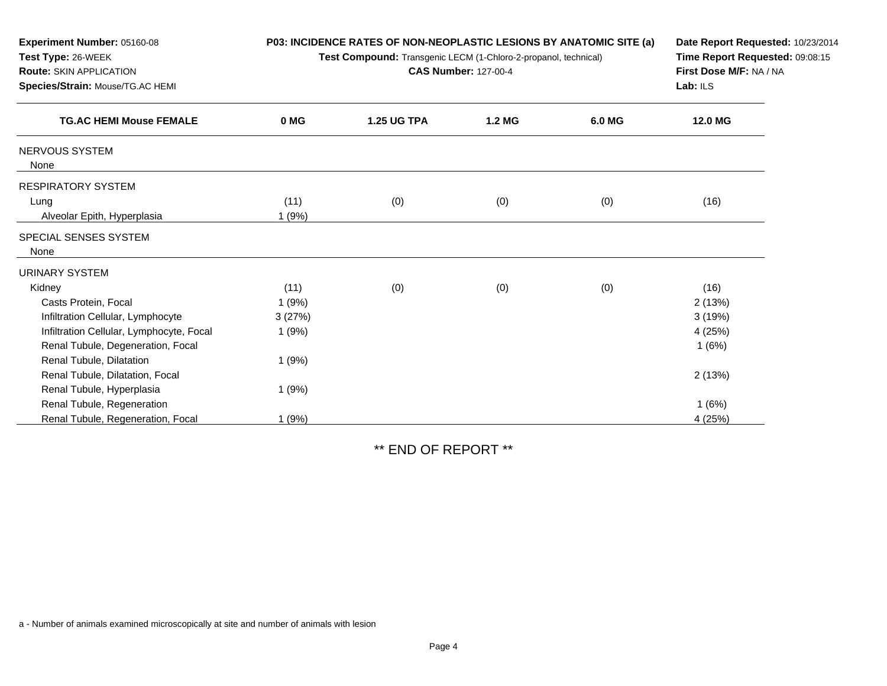**Experiment Number:** 05160-08
**Test Type:** 26-WEEK
**Route:** SKIN APPLICATION
**Species/Strain:** Mouse/TG.AC HEMI

**P03: INCIDENCE RATES OF NON-NEOPLASTIC LESIONS BY ANATOMIC SITE (a)**
**Test Compound:** Transgenic LECM (1-Chloro-2-propanol, technical)
**CAS Number:** 127-00-4

**Date Report Requested:** 10/23/2014
**Time Report Requested:** 09:08:15
**First Dose M/F:** NA / NA
**Lab:** ILS

| TG.AC HEMI Mouse FEMALE | 0 MG | 1.25 UG TPA | 1.2 MG | 6.0 MG | 12.0 MG |
|---|---|---|---|---|---|
| NERVOUS SYSTEM | | | | | |
| None | | | | | |
| RESPIRATORY SYSTEM | | | | | |
| Lung | (11) | (0) | (0) | (0) | (16) |
| Alveolar Epith, Hyperplasia | 1 (9%) | | | | |
| SPECIAL SENSES SYSTEM | | | | | |
| None | | | | | |
| URINARY SYSTEM | | | | | |
| Kidney | (11) | (0) | (0) | (0) | (16) |
| Casts Protein, Focal | 1 (9%) | | | | 2 (13%) |
| Infiltration Cellular, Lymphocyte | 3 (27%) | | | | 3 (19%) |
| Infiltration Cellular, Lymphocyte, Focal | 1 (9%) | | | | 4 (25%) |
| Renal Tubule, Degeneration, Focal | | | | | 1 (6%) |
| Renal Tubule, Dilatation | 1 (9%) | | | | |
| Renal Tubule, Dilatation, Focal | | | | | 2 (13%) |
| Renal Tubule, Hyperplasia | 1 (9%) | | | | |
| Renal Tubule, Regeneration | | | | | 1 (6%) |
| Renal Tubule, Regeneration, Focal | 1 (9%) | | | | 4 (25%) |

** END OF REPORT **

a - Number of animals examined microscopically at site and number of animals with lesion